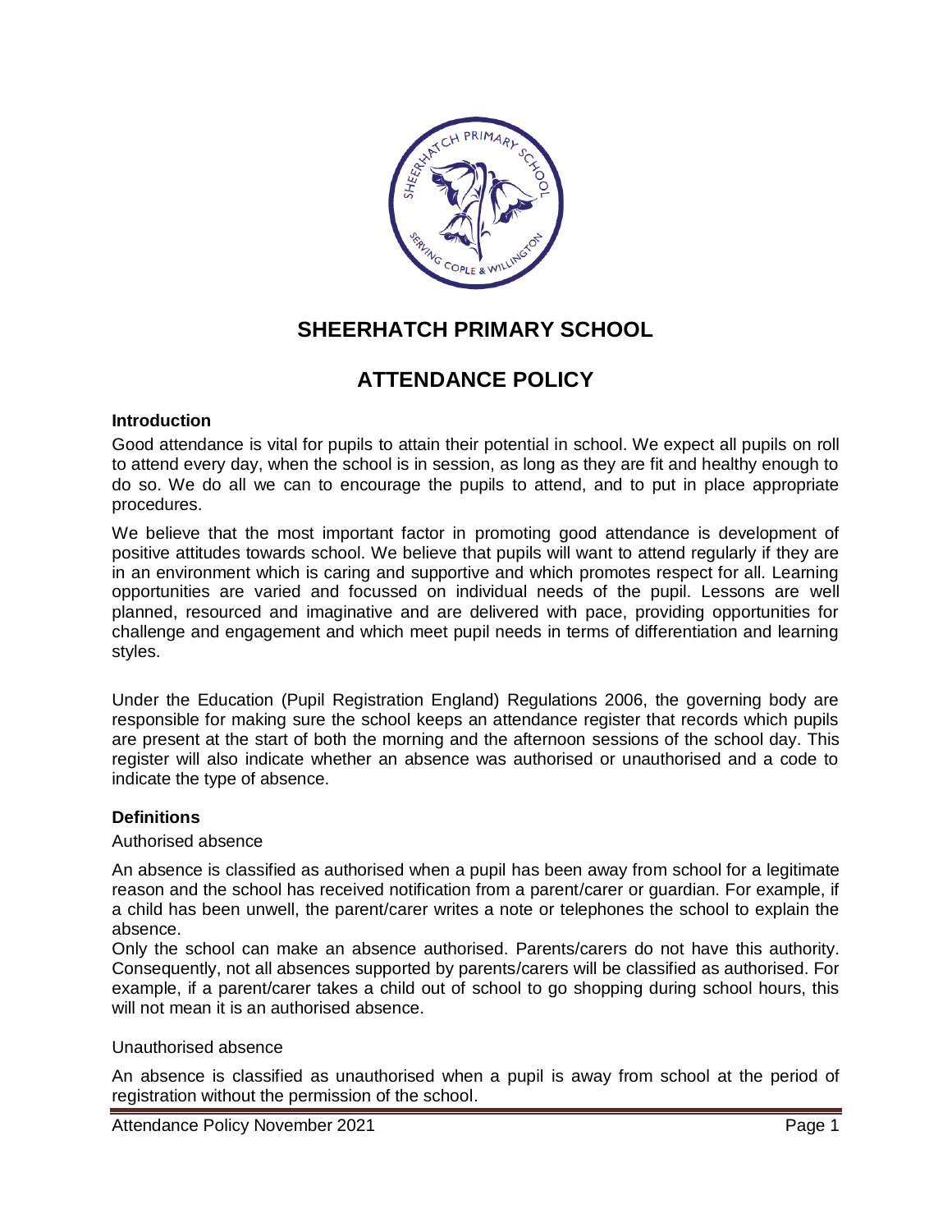# SHEERHATCH PRIMARY SCHOOL

# ATTENDANCE POLICY

### Introduction

Good attendance is vital for pupils to attain their potential in school. We expect all pupils on roll to attend every day, when the school is in session, as long as they are fit and healthy enough to do so. We do all we can to encourage the pupils to attend, and to put in place appropriate procedures.

We believe that the most important factor in promoting good attendance is development of positive attitudes towards school. We believe that pupils will want to attend regularly if they are in an environment which is caring and supportive and which promotes respect for all. Learning opportunities are varied and focussed on individual needs of the pupil. Lessons are well planned, resourced and imaginative and are delivered with pace, providing opportunities for challenge and engagement and which meet pupil needs in terms of differentiation and learning styles.

Under the Education (Pupil Registration England) Regulations 2006, the governing body are responsible for making sure the school keeps an attendance register that records which pupils are present at the start of both the morning and the afternoon sessions of the school day. This register will also indicate whether an absence was authorised or unauthorised and a code to indicate the type of absence.

### Definitions

Authorised absence

An absence is classified as authorised when a pupil has been away from school for a legitimate reason and the school has received notification from a parent/carer or guardian. For example, if a child has been unwell, the parent/carer writes a note or telephones the school to explain the absence.

Only the school can make an absence authorised. Parents/carers do not have this authority. Consequently, not all absences supported by parents/carers will be classified as authorised. For example, if a parent/carer takes a child out of school to go shopping during school hours, this will not mean it is an authorised absence.

Unauthorised absence

An absence is classified as unauthorised when a pupil is away from school at the period of registration without the permission of the school.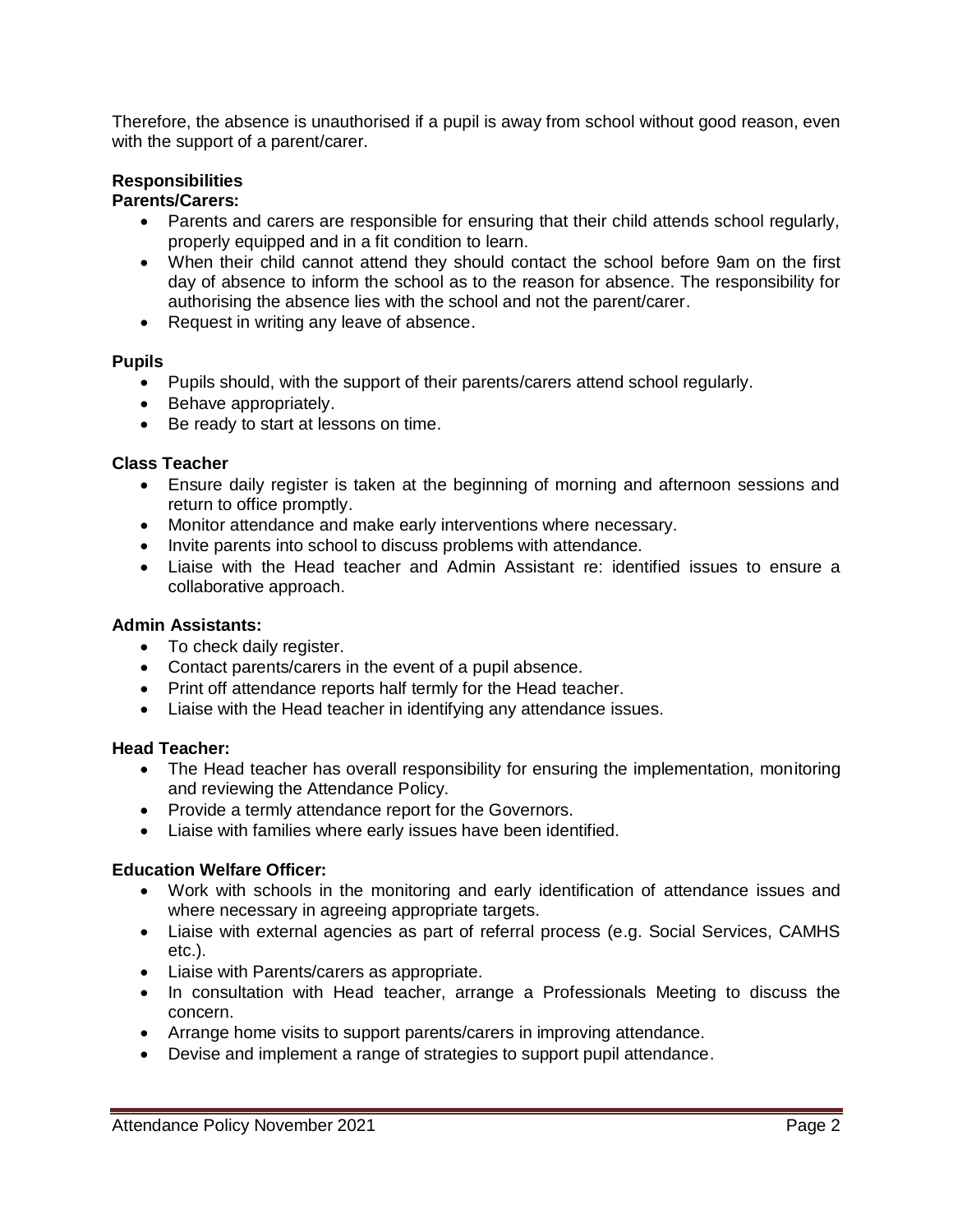Therefore, the absence is unauthorised if a pupil is away from school without good reason, even with the support of a parent/carer.

**Responsibilities**

**Parents/Carers:**

- Parents and carers are responsible for ensuring that their child attends school regularly, properly equipped and in a fit condition to learn.
- When their child cannot attend they should contact the school before 9am on the first day of absence to inform the school as to the reason for absence. The responsibility for authorising the absence lies with the school and not the parent/carer.
- Request in writing any leave of absence.

**Pupils**

- Pupils should, with the support of their parents/carers attend school regularly.
- Behave appropriately.
- Be ready to start at lessons on time.

**Class Teacher**

- Ensure daily register is taken at the beginning of morning and afternoon sessions and return to office promptly.
- Monitor attendance and make early interventions where necessary.
- Invite parents into school to discuss problems with attendance.
- Liaise with the Head teacher and Admin Assistant re: identified issues to ensure a collaborative approach.

**Admin Assistants:**

- To check daily register.
- Contact parents/carers in the event of a pupil absence.
- Print off attendance reports half termly for the Head teacher.
- Liaise with the Head teacher in identifying any attendance issues.

**Head Teacher:**

- The Head teacher has overall responsibility for ensuring the implementation, monitoring and reviewing the Attendance Policy.
- Provide a termly attendance report for the Governors.
- Liaise with families where early issues have been identified.

**Education Welfare Officer:**

- Work with schools in the monitoring and early identification of attendance issues and where necessary in agreeing appropriate targets.
- Liaise with external agencies as part of referral process (e.g. Social Services, CAMHS etc.).
- Liaise with Parents/carers as appropriate.
- In consultation with Head teacher, arrange a Professionals Meeting to discuss the concern.
- Arrange home visits to support parents/carers in improving attendance.
- Devise and implement a range of strategies to support pupil attendance.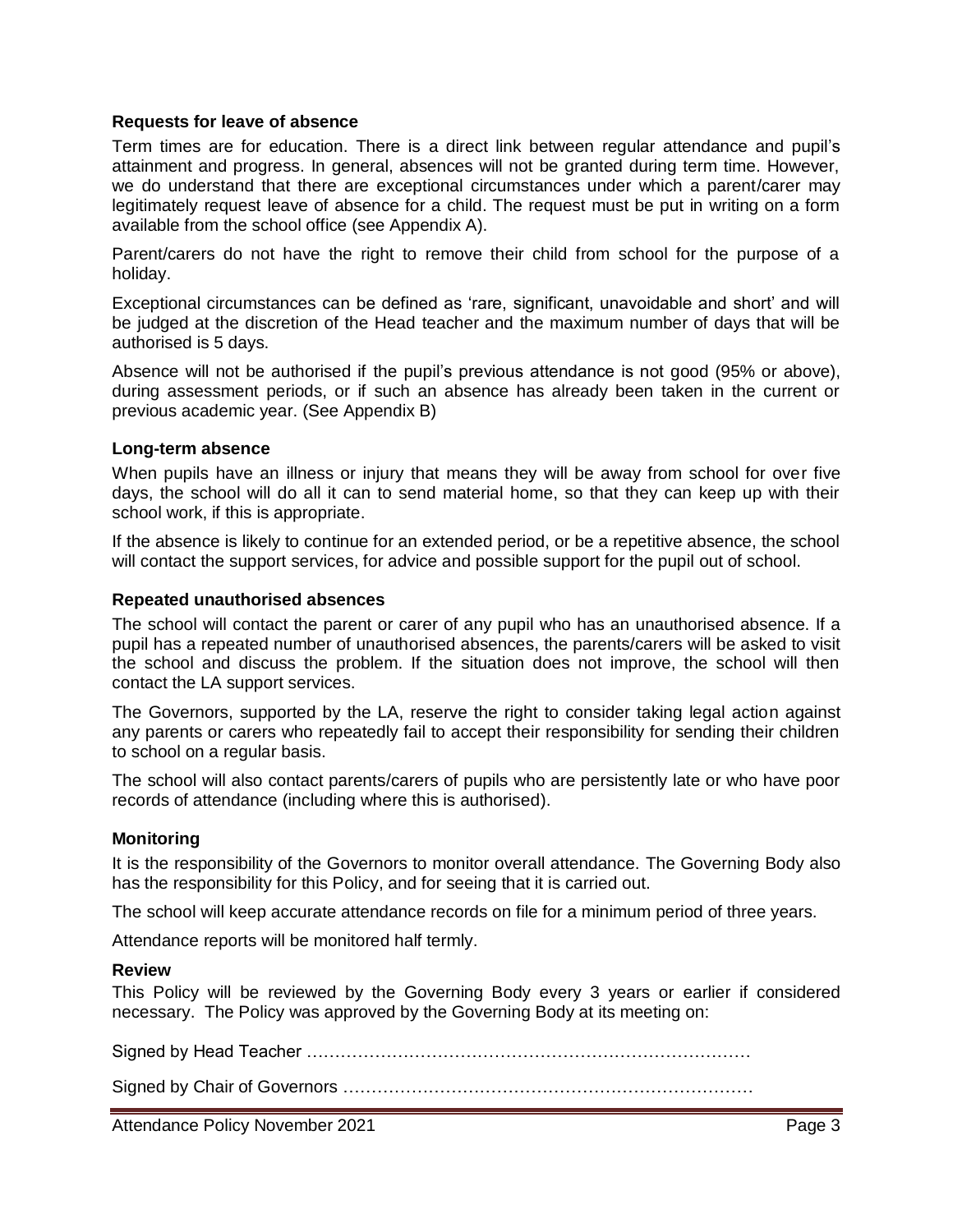### Requests for leave of absence

Term times are for education. There is a direct link between regular attendance and pupil's attainment and progress. In general, absences will not be granted during term time. However, we do understand that there are exceptional circumstances under which a parent/carer may legitimately request leave of absence for a child. The request must be put in writing on a form available from the school office (see Appendix A).

Parent/carers do not have the right to remove their child from school for the purpose of a holiday.

Exceptional circumstances can be defined as 'rare, significant, unavoidable and short' and will be judged at the discretion of the Head teacher and the maximum number of days that will be authorised is 5 days.

Absence will not be authorised if the pupil's previous attendance is not good (95% or above), during assessment periods, or if such an absence has already been taken in the current or previous academic year. (See Appendix B)

### Long-term absence

When pupils have an illness or injury that means they will be away from school for over five days, the school will do all it can to send material home, so that they can keep up with their school work, if this is appropriate.

If the absence is likely to continue for an extended period, or be a repetitive absence, the school will contact the support services, for advice and possible support for the pupil out of school.

### Repeated unauthorised absences

The school will contact the parent or carer of any pupil who has an unauthorised absence. If a pupil has a repeated number of unauthorised absences, the parents/carers will be asked to visit the school and discuss the problem. If the situation does not improve, the school will then contact the LA support services.

The Governors, supported by the LA, reserve the right to consider taking legal action against any parents or carers who repeatedly fail to accept their responsibility for sending their children to school on a regular basis.

The school will also contact parents/carers of pupils who are persistently late or who have poor records of attendance (including where this is authorised).

### Monitoring

It is the responsibility of the Governors to monitor overall attendance. The Governing Body also has the responsibility for this Policy, and for seeing that it is carried out.

The school will keep accurate attendance records on file for a minimum period of three years.

Attendance reports will be monitored half termly.

### Review

This Policy will be reviewed by the Governing Body every 3 years or earlier if considered necessary. The Policy was approved by the Governing Body at its meeting on:

Signed by Head Teacher ……………………………………………………………………

Signed by Chair of Governors ……………………………………………………………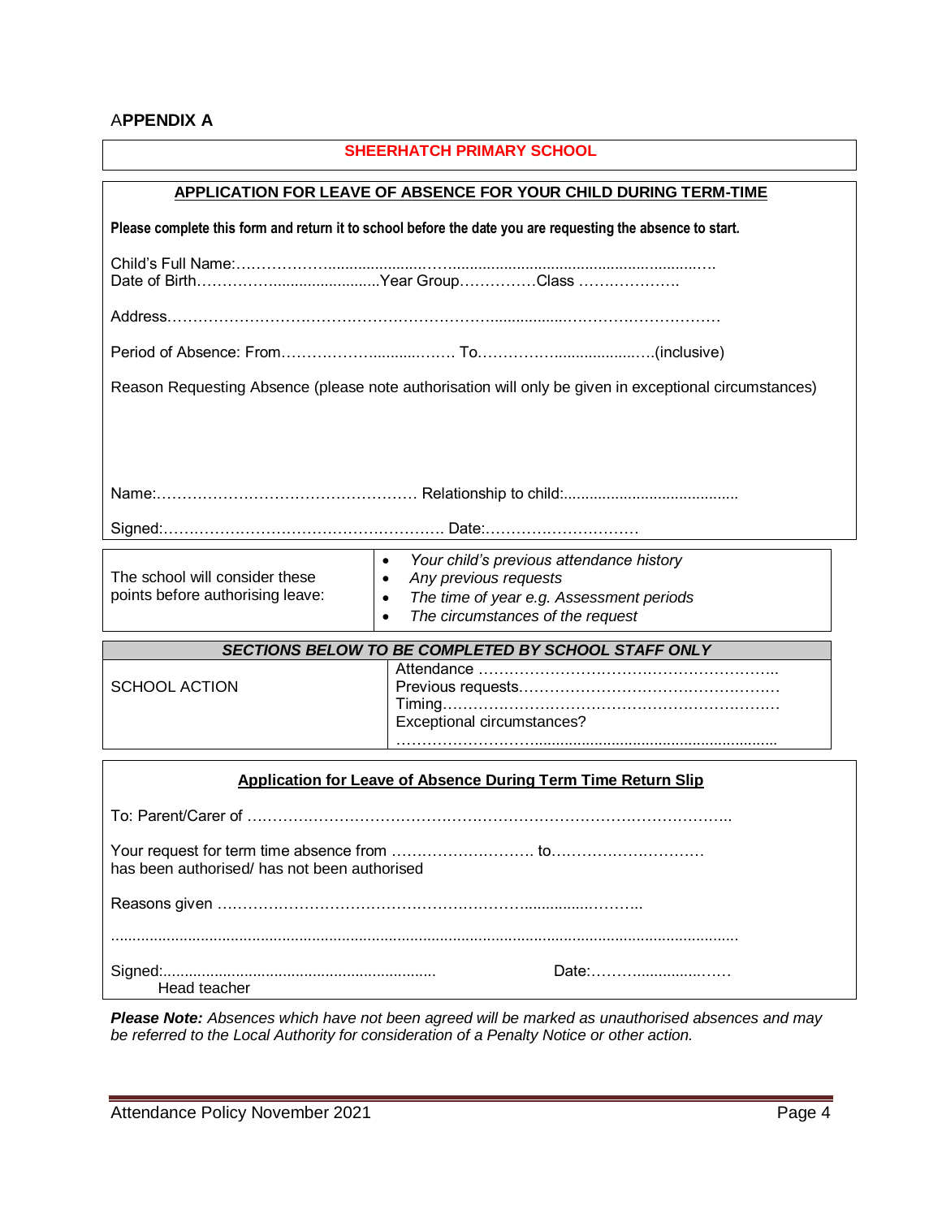## APPENDIX A

**SHEERHATCH PRIMARY SCHOOL**

**APPLICATION FOR LEAVE OF ABSENCE FOR YOUR CHILD DURING TERM-TIME**

**Please complete this form and return it to school before the date you are requesting the absence to start.**

Child's Full Name:………………......................…..............................................................….
Date of Birth………………........................Year Group……………Class ……………….

Address.……………………………………………………….................………………………

Period of Absence: From………………...........……… To………………...................….(inclusive)

Reason Requesting Absence (please note authorisation will only be given in exceptional circumstances)

Name:…………………………………………… Relationship to child:........................................

Signed:…………………………………….………. Date:…………………………

| The school will consider these points before authorising leave: | • *Your child's previous attendance history*<br>• *Any previous requests*<br>• *The time of year e.g. Assessment periods*<br>• *The circumstances of the request* |
|---|---|

| ***SECTIONS BELOW TO BE COMPLETED BY SCHOOL STAFF ONLY*** | |
|---|---|
| SCHOOL ACTION | Attendance …………………………………………………..<br>Previous requests……………………………………………<br>Timing…………………………………………………………<br>Exceptional circumstances?<br>……………………….......................................................... |

**Application for Leave of Absence During Term Time Return Slip**

To: Parent/Carer of …………………………………………………………………………………..

Your request for term time absence from ………………………. to…………………………
has been authorised/ has not been authorised

Reasons given …………………………………………………..............………..

.................................................................................................................................................

Signed:............................................................... Date:……….................……
Head teacher

***Please Note:*** *Absences which have not been agreed will be marked as unauthorised absences and may be referred to the Local Authority for consideration of a Penalty Notice or other action.*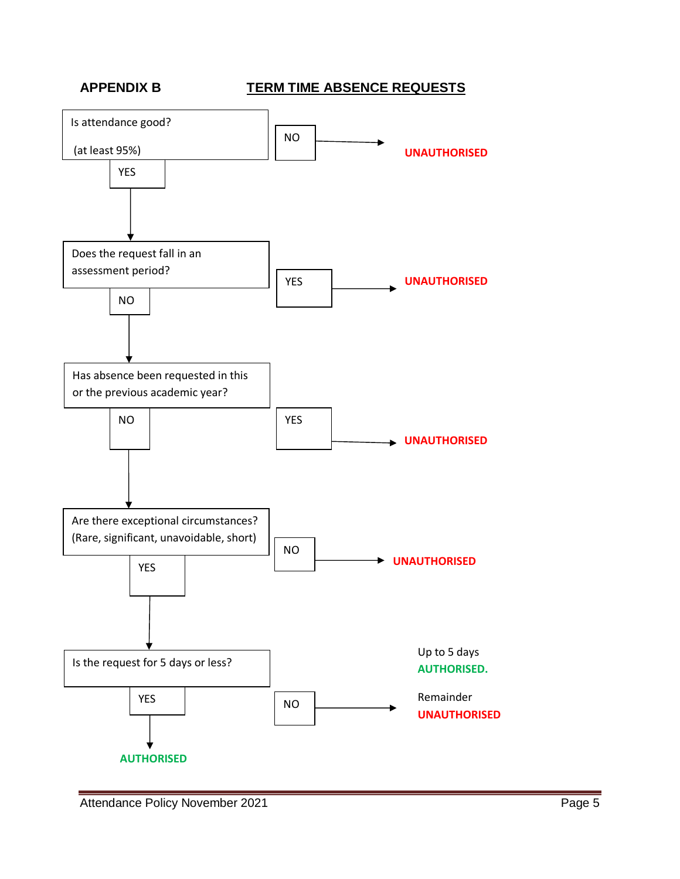## APPENDIX B

## TERM TIME ABSENCE REQUESTS

Is attendance good?

(at least 95%)

NO → **UNAUTHORISED**

YES ↓

Does the request fall in an assessment period?

YES → **UNAUTHORISED**

NO ↓

Has absence been requested in this or the previous academic year?

YES → **UNAUTHORISED**

NO ↓

Are there exceptional circumstances? (Rare, significant, unavoidable, short)

NO → **UNAUTHORISED**

YES ↓

Is the request for 5 days or less?

NO → Up to 5 days **AUTHORISED.** Remainder **UNAUTHORISED**

YES ↓

**AUTHORISED**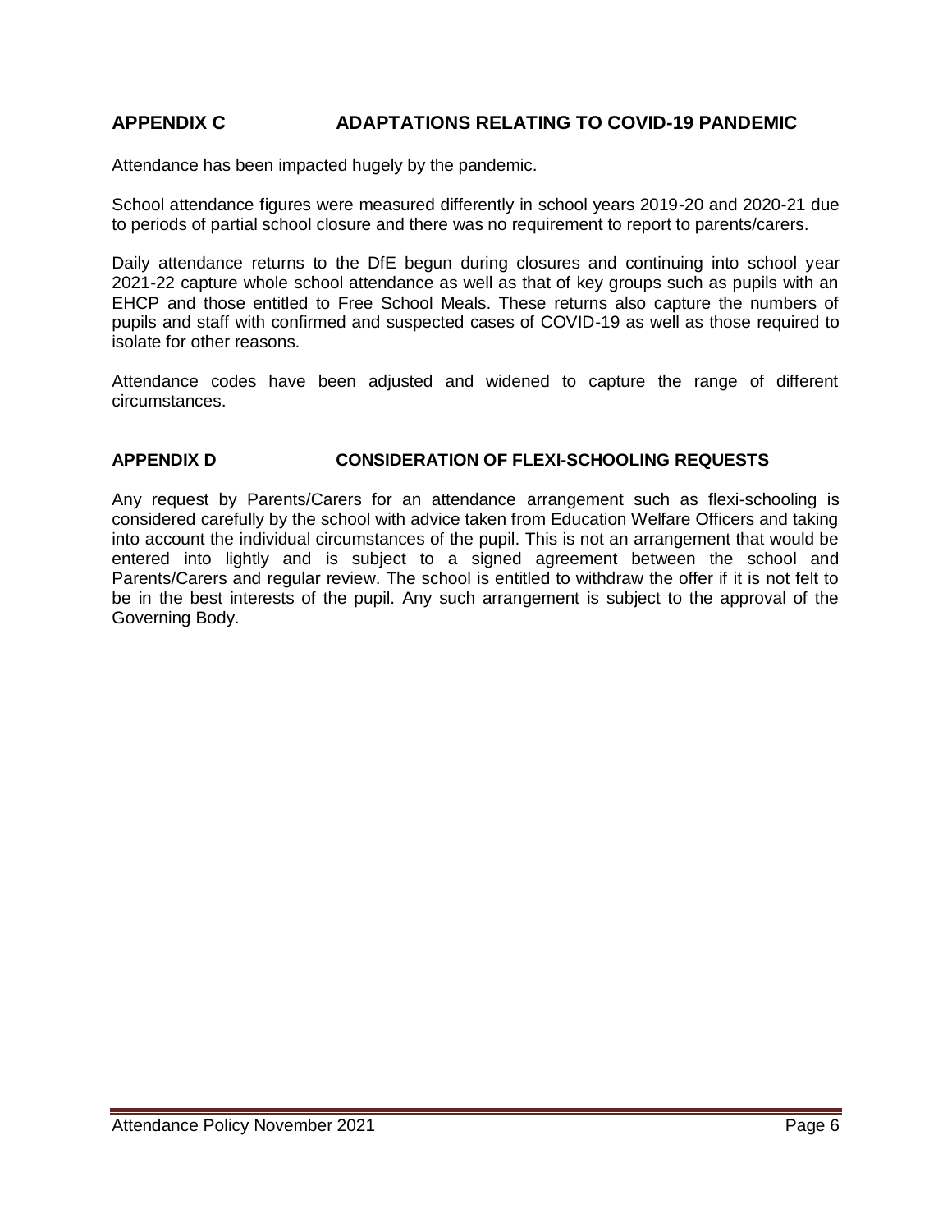## APPENDIX C ADAPTATIONS RELATING TO COVID-19 PANDEMIC

Attendance has been impacted hugely by the pandemic.

School attendance figures were measured differently in school years 2019-20 and 2020-21 due to periods of partial school closure and there was no requirement to report to parents/carers.

Daily attendance returns to the DfE begun during closures and continuing into school year 2021-22 capture whole school attendance as well as that of key groups such as pupils with an EHCP and those entitled to Free School Meals. These returns also capture the numbers of pupils and staff with confirmed and suspected cases of COVID-19 as well as those required to isolate for other reasons.

Attendance codes have been adjusted and widened to capture the range of different circumstances.

## APPENDIX D CONSIDERATION OF FLEXI-SCHOOLING REQUESTS

Any request by Parents/Carers for an attendance arrangement such as flexi-schooling is considered carefully by the school with advice taken from Education Welfare Officers and taking into account the individual circumstances of the pupil. This is not an arrangement that would be entered into lightly and is subject to a signed agreement between the school and Parents/Carers and regular review. The school is entitled to withdraw the offer if it is not felt to be in the best interests of the pupil. Any such arrangement is subject to the approval of the Governing Body.